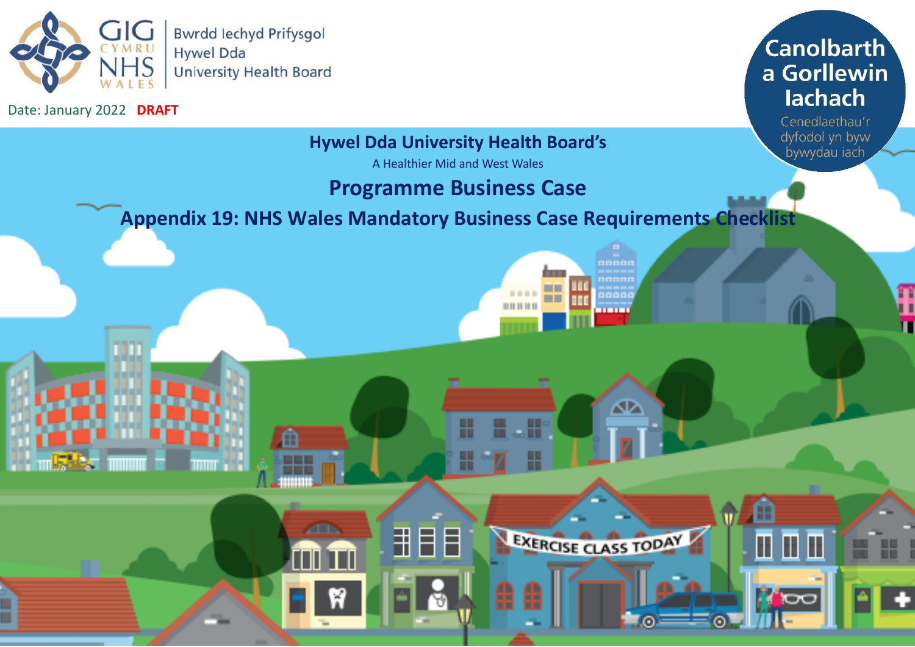GIG CYMRU NHS WALES | Bwrdd Iechyd Prifysgol Hywel Dda University Health Board

Date: January 2022 **DRAFT**

**Canolbarth a Gorllewin Iachach**

Cenedlaethau'r dyfodol yn byw bywydau iach

## Hywel Dda University Health Board's

A Healthier Mid and West Wales

# Programme Business Case

## Appendix 19: NHS Wales Mandatory Business Case Requirements Checklist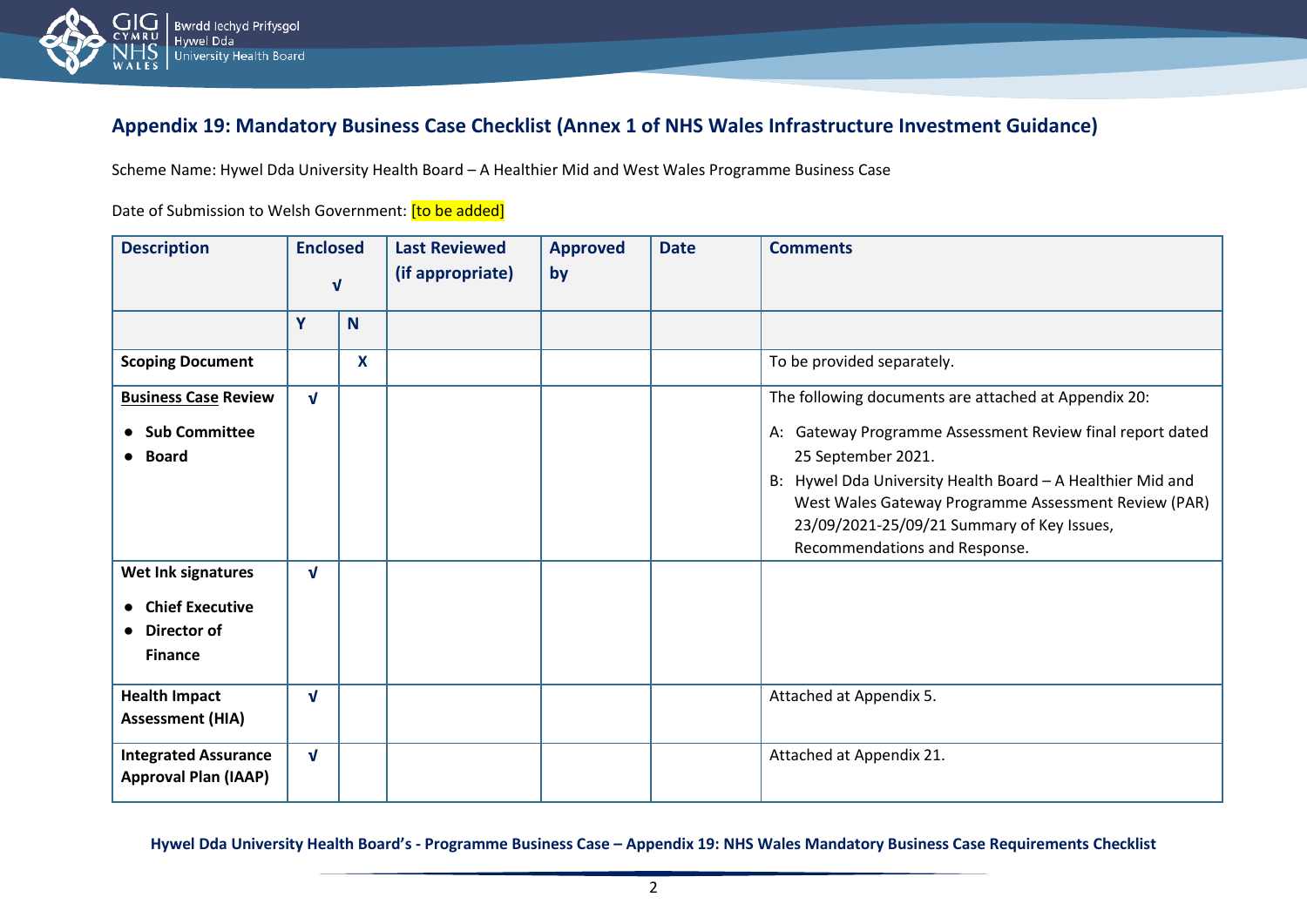## Appendix 19: Mandatory Business Case Checklist (Annex 1 of NHS Wales Infrastructure Investment Guidance)

Scheme Name: Hywel Dda University Health Board – A Healthier Mid and West Wales Programme Business Case

Date of Submission to Welsh Government: [to be added]

| **Description** | **Enclosed √** | | **Last Reviewed (if appropriate)** | **Approved by** | **Date** | **Comments** |
|---|---|---|---|---|---|---|
| | **Y** | **N** | | | | |
| **Scoping Document** | | **X** | | | | To be provided separately. |
| **Business Case Review**<br>• **Sub Committee**<br>• **Board** | **√** | | | | | The following documents are attached at Appendix 20:<br>A: Gateway Programme Assessment Review final report dated 25 September 2021.<br>B: Hywel Dda University Health Board – A Healthier Mid and West Wales Gateway Programme Assessment Review (PAR) 23/09/2021-25/09/21 Summary of Key Issues, Recommendations and Response. |
| **Wet Ink signatures**<br>• **Chief Executive**<br>• **Director of Finance** | **√** | | | | | |
| **Health Impact Assessment (HIA)** | **√** | | | | | Attached at Appendix 5. |
| **Integrated Assurance Approval Plan (IAAP)** | **√** | | | | | Attached at Appendix 21. |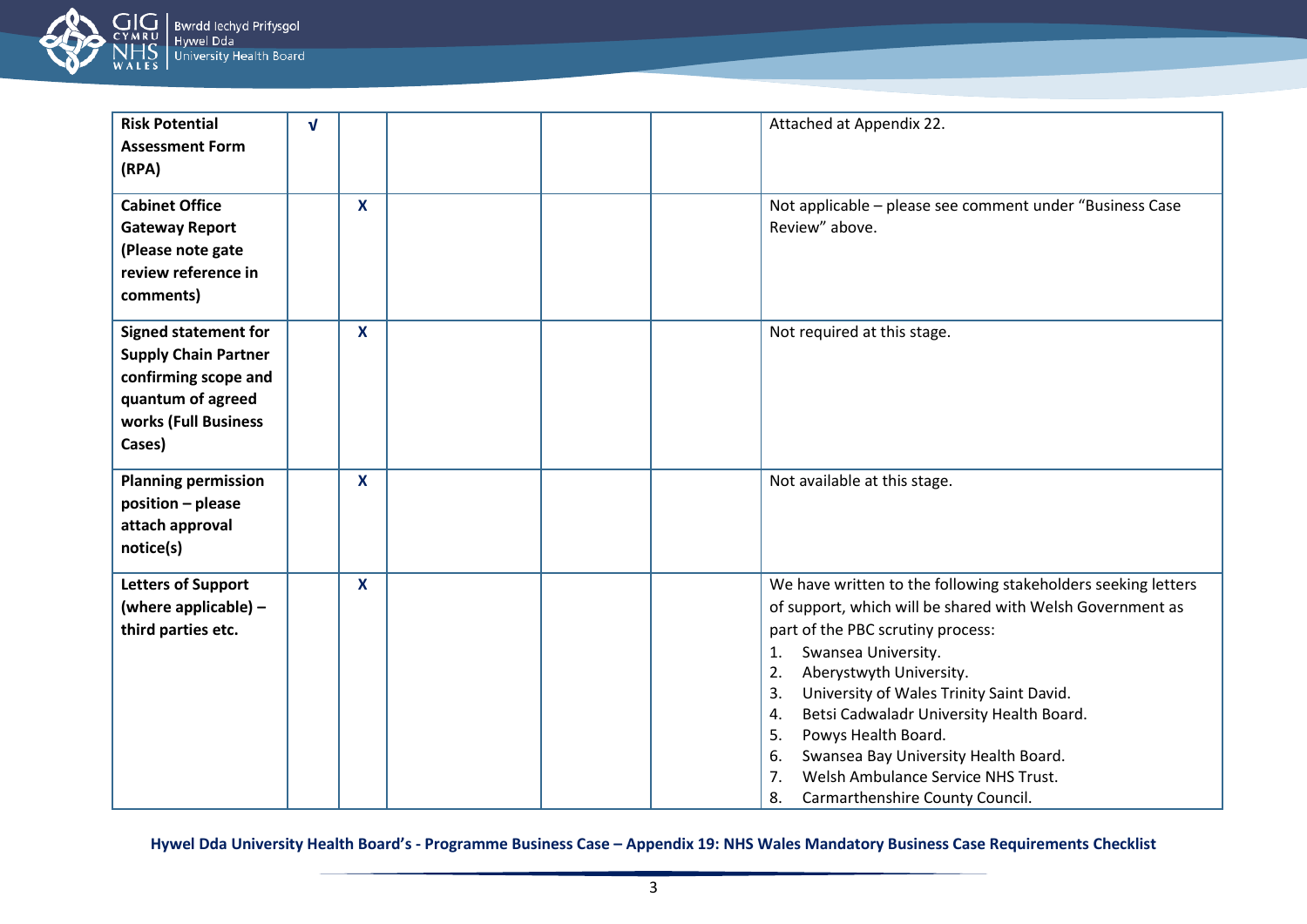| **Risk Potential Assessment Form (RPA)** | √ | | | | | Attached at Appendix 22. |
|---|---|---|---|---|---|---|
| **Cabinet Office Gateway Report (Please note gate review reference in comments)** | | X | | | | Not applicable – please see comment under "Business Case Review" above. |
| **Signed statement for Supply Chain Partner confirming scope and quantum of agreed works (Full Business Cases)** | | X | | | | Not required at this stage. |
| **Planning permission position – please attach approval notice(s)** | | X | | | | Not available at this stage. |
| **Letters of Support (where applicable) – third parties etc.** | | X | | | | We have written to the following stakeholders seeking letters of support, which will be shared with Welsh Government as part of the PBC scrutiny process:<br>1. Swansea University.<br>2. Aberystwyth University.<br>3. University of Wales Trinity Saint David.<br>4. Betsi Cadwaladr University Health Board.<br>5. Powys Health Board.<br>6. Swansea Bay University Health Board.<br>7. Welsh Ambulance Service NHS Trust.<br>8. Carmarthenshire County Council. |

**Hywel Dda University Health Board's - Programme Business Case – Appendix 19: NHS Wales Mandatory Business Case Requirements Checklist**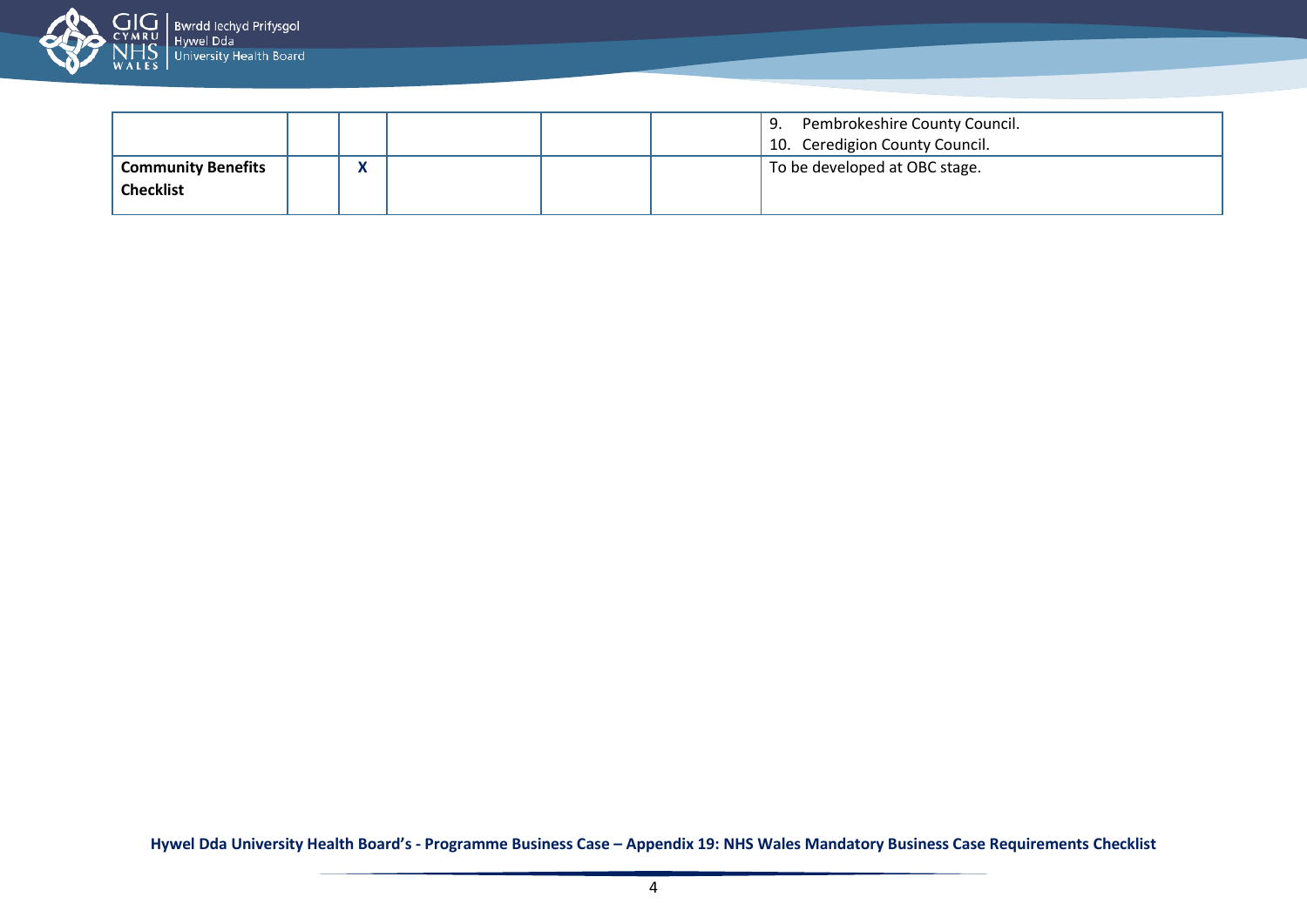| | | | | | | |
|---|---|---|---|---|---|---|
| | | | | | | 9. Pembrokeshire County Council.<br>10. Ceredigion County Council. |
| **Community Benefits Checklist** | | X | | | | To be developed at OBC stage. |

**Hywel Dda University Health Board's - Programme Business Case – Appendix 19: NHS Wales Mandatory Business Case Requirements Checklist**